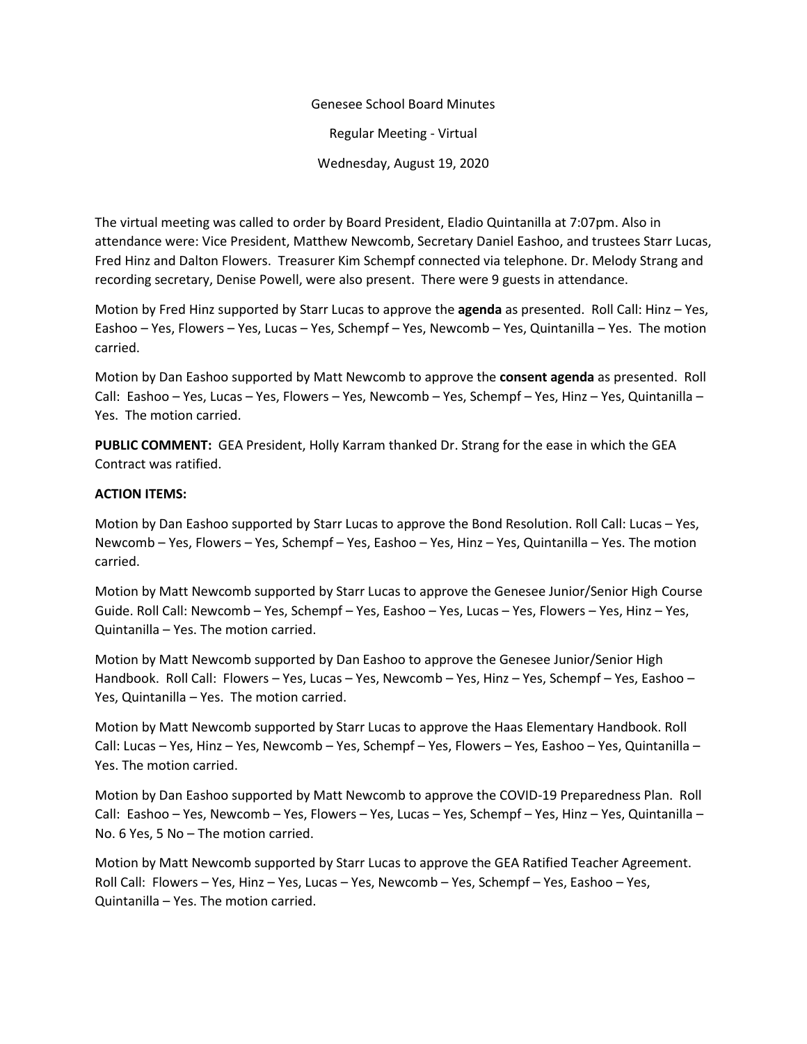Genesee School Board Minutes

Regular Meeting - Virtual

Wednesday, August 19, 2020

The virtual meeting was called to order by Board President, Eladio Quintanilla at 7:07pm. Also in attendance were: Vice President, Matthew Newcomb, Secretary Daniel Eashoo, and trustees Starr Lucas, Fred Hinz and Dalton Flowers. Treasurer Kim Schempf connected via telephone. Dr. Melody Strang and recording secretary, Denise Powell, were also present. There were 9 guests in attendance.

Motion by Fred Hinz supported by Starr Lucas to approve the **agenda** as presented. Roll Call: Hinz – Yes, Eashoo – Yes, Flowers – Yes, Lucas – Yes, Schempf – Yes, Newcomb – Yes, Quintanilla – Yes. The motion carried.

Motion by Dan Eashoo supported by Matt Newcomb to approve the **consent agenda** as presented. Roll Call: Eashoo – Yes, Lucas – Yes, Flowers – Yes, Newcomb – Yes, Schempf – Yes, Hinz – Yes, Quintanilla – Yes. The motion carried.

**PUBLIC COMMENT:** GEA President, Holly Karram thanked Dr. Strang for the ease in which the GEA Contract was ratified.

**ACTION ITEMS:**

Motion by Dan Eashoo supported by Starr Lucas to approve the Bond Resolution. Roll Call: Lucas – Yes, Newcomb – Yes, Flowers – Yes, Schempf – Yes, Eashoo – Yes, Hinz – Yes, Quintanilla – Yes. The motion carried.

Motion by Matt Newcomb supported by Starr Lucas to approve the Genesee Junior/Senior High Course Guide. Roll Call: Newcomb – Yes, Schempf – Yes, Eashoo – Yes, Lucas – Yes, Flowers – Yes, Hinz – Yes, Quintanilla – Yes. The motion carried.

Motion by Matt Newcomb supported by Dan Eashoo to approve the Genesee Junior/Senior High Handbook. Roll Call: Flowers – Yes, Lucas – Yes, Newcomb – Yes, Hinz – Yes, Schempf – Yes, Eashoo – Yes, Quintanilla – Yes. The motion carried.

Motion by Matt Newcomb supported by Starr Lucas to approve the Haas Elementary Handbook. Roll Call: Lucas – Yes, Hinz – Yes, Newcomb – Yes, Schempf – Yes, Flowers – Yes, Eashoo – Yes, Quintanilla – Yes. The motion carried.

Motion by Dan Eashoo supported by Matt Newcomb to approve the COVID-19 Preparedness Plan. Roll Call: Eashoo – Yes, Newcomb – Yes, Flowers – Yes, Lucas – Yes, Schempf – Yes, Hinz – Yes, Quintanilla – No. 6 Yes, 5 No – The motion carried.

Motion by Matt Newcomb supported by Starr Lucas to approve the GEA Ratified Teacher Agreement. Roll Call: Flowers – Yes, Hinz – Yes, Lucas – Yes, Newcomb – Yes, Schempf – Yes, Eashoo – Yes, Quintanilla – Yes. The motion carried.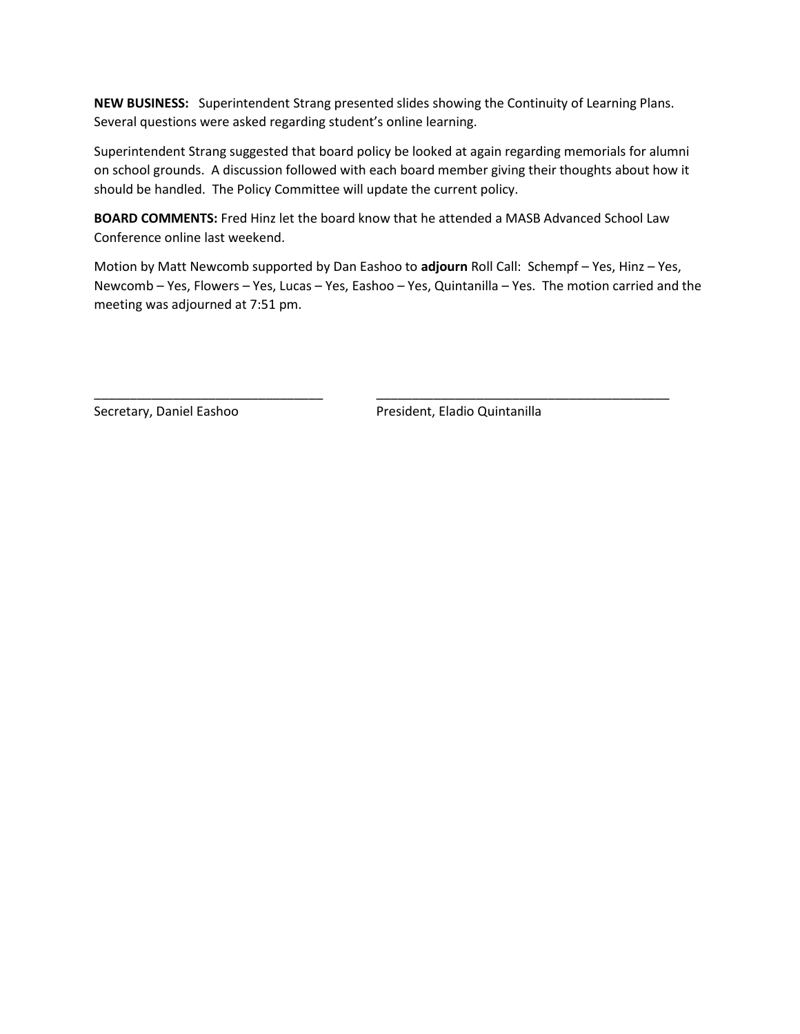**NEW BUSINESS:** Superintendent Strang presented slides showing the Continuity of Learning Plans. Several questions were asked regarding student's online learning.

Superintendent Strang suggested that board policy be looked at again regarding memorials for alumni on school grounds. A discussion followed with each board member giving their thoughts about how it should be handled. The Policy Committee will update the current policy.

**BOARD COMMENTS:** Fred Hinz let the board know that he attended a MASB Advanced School Law Conference online last weekend.

Motion by Matt Newcomb supported by Dan Eashoo to **adjourn** Roll Call: Schempf – Yes, Hinz – Yes, Newcomb – Yes, Flowers – Yes, Lucas – Yes, Eashoo – Yes, Quintanilla – Yes. The motion carried and the meeting was adjourned at 7:51 pm.

________________________________ ________________________________

Secretary, Daniel Eashoo President, Eladio Quintanilla